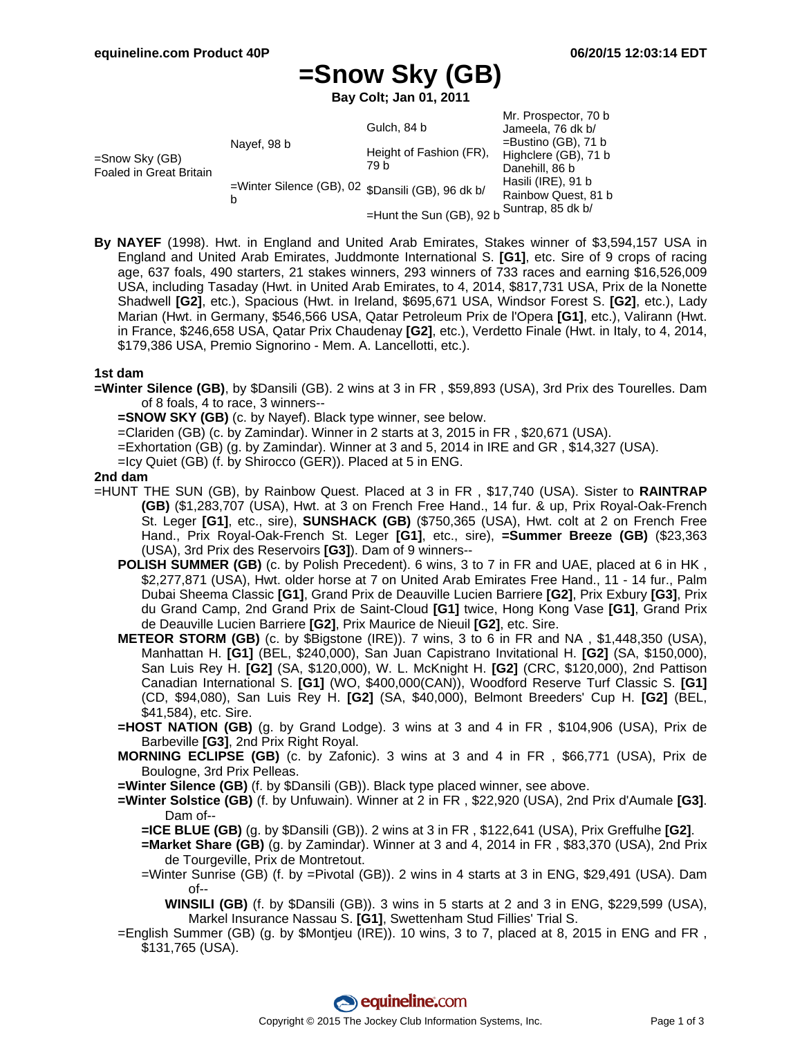# =Snow Sky (GB)

**Bay Colt; Jan 01, 2011**

| | | | |
|---|---|---|---|
| =Snow Sky (GB) Foaled in Great Britain | Nayef, 98 b | Gulch, 84 b | Mr. Prospector, 70 b |
| | | | Jameela, 76 dk b/ |
| | | Height of Fashion (FR), 79 b | =Bustino (GB), 71 b |
| | | | Highclere (GB), 71 b |
| | =Winter Silence (GB), 02 b | $Dansili (GB), 96 dk b/ | Danehill, 86 b |
| | | | Hasili (IRE), 91 b |
| | | =Hunt the Sun (GB), 92 b | Rainbow Quest, 81 b |
| | | | Suntrap, 85 dk b/ |

**By NAYEF** (1998). Hwt. in England and United Arab Emirates, Stakes winner of $3,594,157 USA in England and United Arab Emirates, Juddmonte International S. **[G1]**, etc. Sire of 9 crops of racing age, 637 foals, 490 starters, 21 stakes winners, 293 winners of 733 races and earning $16,526,009 USA, including Tasaday (Hwt. in United Arab Emirates, to 4, 2014, $817,731 USA, Prix de la Nonette Shadwell **[G2]**, etc.), Spacious (Hwt. in Ireland, $695,671 USA, Windsor Forest S. **[G2]**, etc.), Lady Marian (Hwt. in Germany, $546,566 USA, Qatar Petroleum Prix de l'Opera **[G1]**, etc.), Valirann (Hwt. in France, $246,658 USA, Qatar Prix Chaudenay **[G2]**, etc.), Verdetto Finale (Hwt. in Italy, to 4, 2014, $179,386 USA, Premio Signorino - Mem. A. Lancellotti, etc.).

### 1st dam

**=Winter Silence (GB)**, by $Dansili (GB). 2 wins at 3 in FR , $59,893 (USA), 3rd Prix des Tourelles. Dam of 8 foals, 4 to race, 3 winners--

- **=SNOW SKY (GB)** (c. by Nayef). Black type winner, see below.
- =Clariden (GB) (c. by Zamindar). Winner in 2 starts at 3, 2015 in FR , $20,671 (USA).
- =Exhortation (GB) (g. by Zamindar). Winner at 3 and 5, 2014 in IRE and GR , $14,327 (USA).
- =Icy Quiet (GB) (f. by Shirocco (GER)). Placed at 5 in ENG.

### 2nd dam

=HUNT THE SUN (GB), by Rainbow Quest. Placed at 3 in FR , $17,740 (USA). Sister to **RAINTRAP (GB)** ($1,283,707 (USA), Hwt. at 3 on French Free Hand., 14 fur. & up, Prix Royal-Oak-French St. Leger **[G1]**, etc., sire), **SUNSHACK (GB)** ($750,365 (USA), Hwt. colt at 2 on French Free Hand., Prix Royal-Oak-French St. Leger **[G1]**, etc., sire), **=Summer Breeze (GB)** ($23,363 (USA), 3rd Prix des Reservoirs **[G3]**). Dam of 9 winners--

- **POLISH SUMMER (GB)** (c. by Polish Precedent). 6 wins, 3 to 7 in FR and UAE, placed at 6 in HK , $2,277,871 (USA), Hwt. older horse at 7 on United Arab Emirates Free Hand., 11 - 14 fur., Palm Dubai Sheema Classic **[G1]**, Grand Prix de Deauville Lucien Barriere **[G2]**, Prix Exbury **[G3]**, Prix du Grand Camp, 2nd Grand Prix de Saint-Cloud **[G1]** twice, Hong Kong Vase **[G1]**, Grand Prix de Deauville Lucien Barriere **[G2]**, Prix Maurice de Nieuil **[G2]**, etc. Sire.
- **METEOR STORM (GB)** (c. by $Bigstone (IRE)). 7 wins, 3 to 6 in FR and NA , $1,448,350 (USA), Manhattan H. **[G1]** (BEL, $240,000), San Juan Capistrano Invitational H. **[G2]** (SA, $150,000), San Luis Rey H. **[G2]** (SA, $120,000), W. L. McKnight H. **[G2]** (CRC, $120,000), 2nd Pattison Canadian International S. **[G1]** (WO, $400,000(CAN)), Woodford Reserve Turf Classic S. **[G1]** (CD, $94,080), San Luis Rey H. **[G2]** (SA, $40,000), Belmont Breeders' Cup H. **[G2]** (BEL, $41,584), etc. Sire.
- **=HOST NATION (GB)** (g. by Grand Lodge). 3 wins at 3 and 4 in FR , $104,906 (USA), Prix de Barbeville **[G3]**, 2nd Prix Right Royal.
- **MORNING ECLIPSE (GB)** (c. by Zafonic). 3 wins at 3 and 4 in FR , $66,771 (USA), Prix de Boulogne, 3rd Prix Pelleas.
- **=Winter Silence (GB)** (f. by $Dansili (GB)). Black type placed winner, see above.
- **=Winter Solstice (GB)** (f. by Unfuwain). Winner at 2 in FR , $22,920 (USA), 2nd Prix d'Aumale **[G3]**. Dam of--
  - **=ICE BLUE (GB)** (g. by $Dansili (GB)). 2 wins at 3 in FR , $122,641 (USA), Prix Greffulhe **[G2]**.
  - **=Market Share (GB)** (g. by Zamindar). Winner at 3 and 4, 2014 in FR , $83,370 (USA), 2nd Prix de Tourgeville, Prix de Montretout.
  - =Winter Sunrise (GB) (f. by =Pivotal (GB)). 2 wins in 4 starts at 3 in ENG, $29,491 (USA). Dam of--
    - **WINSILI (GB)** (f. by $Dansili (GB)). 3 wins in 5 starts at 2 and 3 in ENG, $229,599 (USA), Markel Insurance Nassau S. **[G1]**, Swettenham Stud Fillies' Trial S.
- =English Summer (GB) (g. by $Montjeu (IRE)). 10 wins, 3 to 7, placed at 8, 2015 in ENG and FR , $131,765 (USA).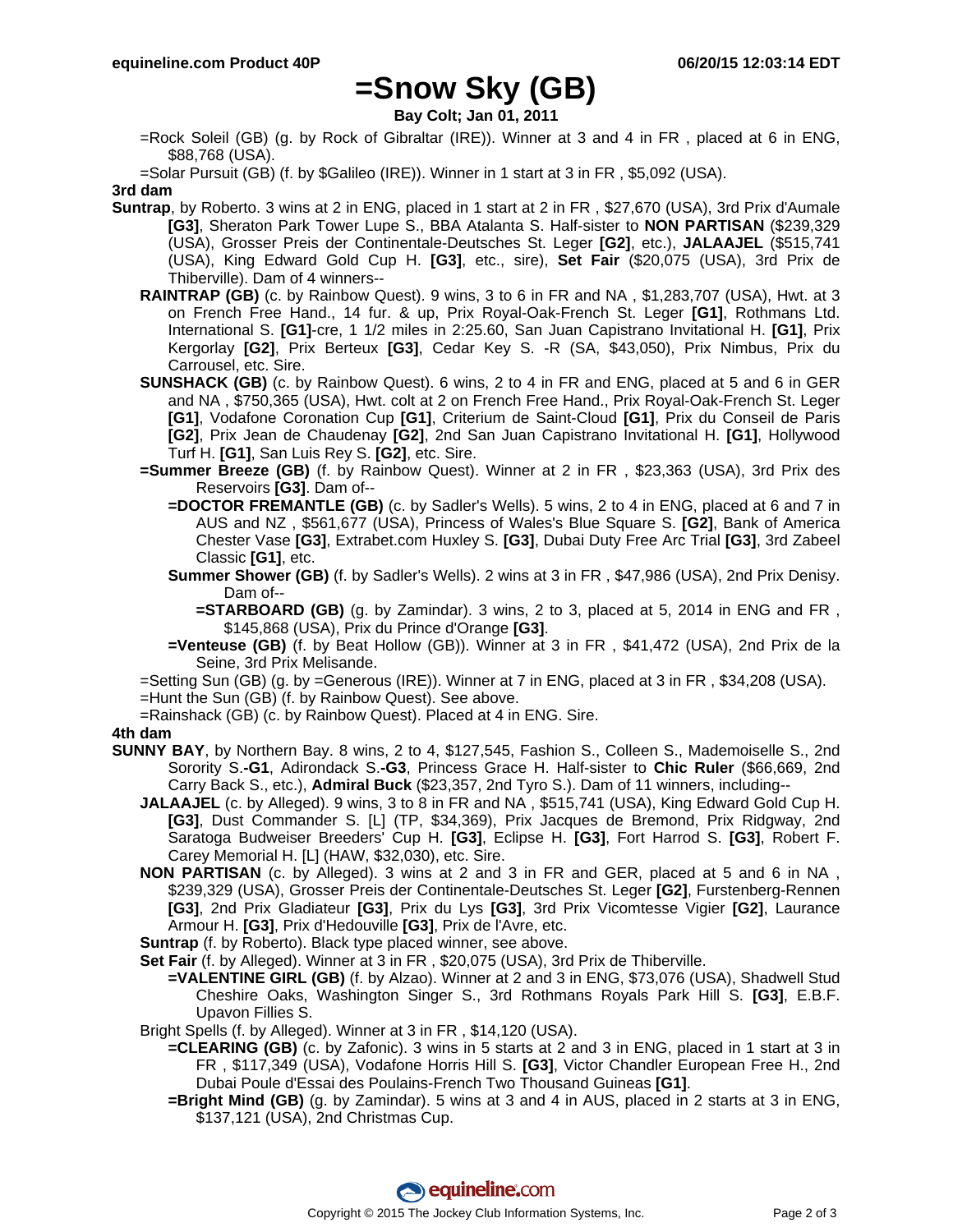# =Snow Sky (GB)

**Bay Colt; Jan 01, 2011**

=Rock Soleil (GB) (g. by Rock of Gibraltar (IRE)). Winner at 3 and 4 in FR , placed at 6 in ENG, $88,768 (USA).

=Solar Pursuit (GB) (f. by $Galileo (IRE)). Winner in 1 start at 3 in FR , $5,092 (USA).

**3rd dam**

**Suntrap**, by Roberto. 3 wins at 2 in ENG, placed in 1 start at 2 in FR , $27,670 (USA), 3rd Prix d'Aumale **[G3]**, Sheraton Park Tower Lupe S., BBA Atalanta S. Half-sister to **NON PARTISAN** ($239,329 (USA), Grosser Preis der Continentale-Deutsches St. Leger **[G2]**, etc.), **JALAAJEL** ($515,741 (USA), King Edward Gold Cup H. **[G3]**, etc., sire), **Set Fair** ($20,075 (USA), 3rd Prix de Thiberville). Dam of 4 winners--

**RAINTRAP (GB)** (c. by Rainbow Quest). 9 wins, 3 to 6 in FR and NA , $1,283,707 (USA), Hwt. at 3 on French Free Hand., 14 fur. & up, Prix Royal-Oak-French St. Leger **[G1]**, Rothmans Ltd. International S. **[G1]**-cre, 1 1/2 miles in 2:25.60, San Juan Capistrano Invitational H. **[G1]**, Prix Kergorlay **[G2]**, Prix Berteux **[G3]**, Cedar Key S. -R (SA, $43,050), Prix Nimbus, Prix du Carrousel, etc. Sire.

**SUNSHACK (GB)** (c. by Rainbow Quest). 6 wins, 2 to 4 in FR and ENG, placed at 5 and 6 in GER and NA , $750,365 (USA), Hwt. colt at 2 on French Free Hand., Prix Royal-Oak-French St. Leger **[G1]**, Vodafone Coronation Cup **[G1]**, Criterium de Saint-Cloud **[G1]**, Prix du Conseil de Paris **[G2]**, Prix Jean de Chaudenay **[G2]**, 2nd San Juan Capistrano Invitational H. **[G1]**, Hollywood Turf H. **[G1]**, San Luis Rey S. **[G2]**, etc. Sire.

**=Summer Breeze (GB)** (f. by Rainbow Quest). Winner at 2 in FR , $23,363 (USA), 3rd Prix des Reservoirs **[G3]**. Dam of--

**=DOCTOR FREMANTLE (GB)** (c. by Sadler's Wells). 5 wins, 2 to 4 in ENG, placed at 6 and 7 in AUS and NZ , $561,677 (USA), Princess of Wales's Blue Square S. **[G2]**, Bank of America Chester Vase **[G3]**, Extrabet.com Huxley S. **[G3]**, Dubai Duty Free Arc Trial **[G3]**, 3rd Zabeel Classic **[G1]**, etc.

**Summer Shower (GB)** (f. by Sadler's Wells). 2 wins at 3 in FR , $47,986 (USA), 2nd Prix Denisy. Dam of--

**=STARBOARD (GB)** (g. by Zamindar). 3 wins, 2 to 3, placed at 5, 2014 in ENG and FR , $145,868 (USA), Prix du Prince d'Orange **[G3]**.

**=Venteuse (GB)** (f. by Beat Hollow (GB)). Winner at 3 in FR , $41,472 (USA), 2nd Prix de la Seine, 3rd Prix Melisande.

=Setting Sun (GB) (g. by =Generous (IRE)). Winner at 7 in ENG, placed at 3 in FR , $34,208 (USA).

=Hunt the Sun (GB) (f. by Rainbow Quest). See above.

=Rainshack (GB) (c. by Rainbow Quest). Placed at 4 in ENG. Sire.

**4th dam**

**SUNNY BAY**, by Northern Bay. 8 wins, 2 to 4, $127,545, Fashion S., Colleen S., Mademoiselle S., 2nd Sorority S.**-G1**, Adirondack S.**-G3**, Princess Grace H. Half-sister to **Chic Ruler** ($66,669, 2nd Carry Back S., etc.), **Admiral Buck** ($23,357, 2nd Tyro S.). Dam of 11 winners, including--

**JALAAJEL** (c. by Alleged). 9 wins, 3 to 8 in FR and NA , $515,741 (USA), King Edward Gold Cup H. **[G3]**, Dust Commander S. [L] (TP, $34,369), Prix Jacques de Bremond, Prix Ridgway, 2nd Saratoga Budweiser Breeders' Cup H. **[G3]**, Eclipse H. **[G3]**, Fort Harrod S. **[G3]**, Robert F. Carey Memorial H. [L] (HAW, $32,030), etc. Sire.

**NON PARTISAN** (c. by Alleged). 3 wins at 2 and 3 in FR and GER, placed at 5 and 6 in NA , $239,329 (USA), Grosser Preis der Continentale-Deutsches St. Leger **[G2]**, Furstenberg-Rennen **[G3]**, 2nd Prix Gladiateur **[G3]**, Prix du Lys **[G3]**, 3rd Prix Vicomtesse Vigier **[G2]**, Laurance Armour H. **[G3]**, Prix d'Hedouville **[G3]**, Prix de l'Avre, etc.

**Suntrap** (f. by Roberto). Black type placed winner, see above.

**Set Fair** (f. by Alleged). Winner at 3 in FR , $20,075 (USA), 3rd Prix de Thiberville.

**=VALENTINE GIRL (GB)** (f. by Alzao). Winner at 2 and 3 in ENG, $73,076 (USA), Shadwell Stud Cheshire Oaks, Washington Singer S., 3rd Rothmans Royals Park Hill S. **[G3]**, E.B.F. Upavon Fillies S.

Bright Spells (f. by Alleged). Winner at 3 in FR , $14,120 (USA).

**=CLEARING (GB)** (c. by Zafonic). 3 wins in 5 starts at 2 and 3 in ENG, placed in 1 start at 3 in FR , $117,349 (USA), Vodafone Horris Hill S. **[G3]**, Victor Chandler European Free H., 2nd Dubai Poule d'Essai des Poulains-French Two Thousand Guineas **[G1]**.

**=Bright Mind (GB)** (g. by Zamindar). 5 wins at 3 and 4 in AUS, placed in 2 starts at 3 in ENG, $137,121 (USA), 2nd Christmas Cup.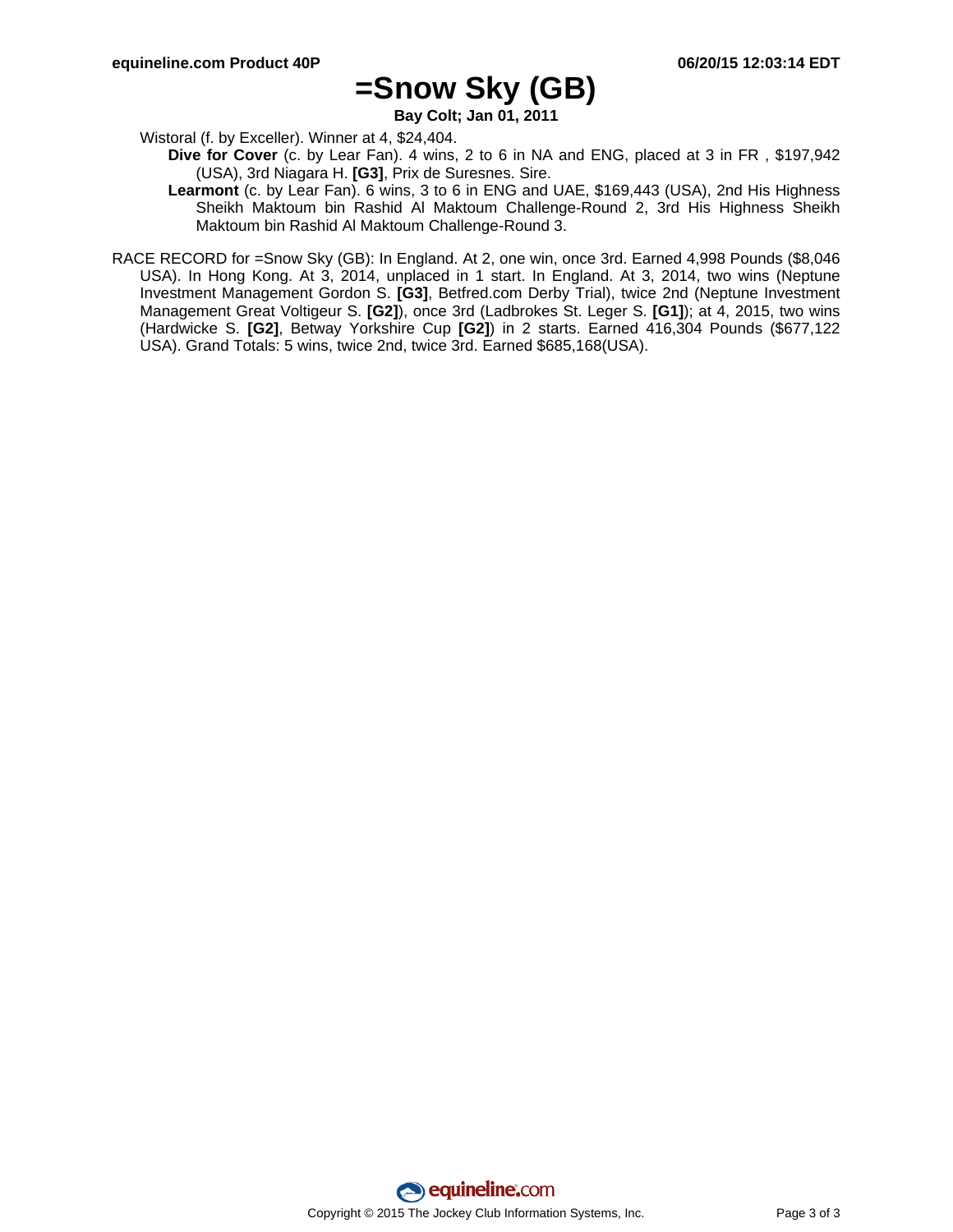# =Snow Sky (GB)

**Bay Colt; Jan 01, 2011**

Wistoral (f. by Exceller). Winner at 4, $24,404.

**Dive for Cover** (c. by Lear Fan). 4 wins, 2 to 6 in NA and ENG, placed at 3 in FR , $197,942 (USA), 3rd Niagara H. **[G3]**, Prix de Suresnes. Sire.

**Learmont** (c. by Lear Fan). 6 wins, 3 to 6 in ENG and UAE, $169,443 (USA), 2nd His Highness Sheikh Maktoum bin Rashid Al Maktoum Challenge-Round 2, 3rd His Highness Sheikh Maktoum bin Rashid Al Maktoum Challenge-Round 3.

RACE RECORD for =Snow Sky (GB): In England. At 2, one win, once 3rd. Earned 4,998 Pounds ($8,046 USA). In Hong Kong. At 3, 2014, unplaced in 1 start. In England. At 3, 2014, two wins (Neptune Investment Management Gordon S. **[G3]**, Betfred.com Derby Trial), twice 2nd (Neptune Investment Management Great Voltigeur S. **[G2]**), once 3rd (Ladbrokes St. Leger S. **[G1]**); at 4, 2015, two wins (Hardwicke S. **[G2]**, Betway Yorkshire Cup **[G2]**) in 2 starts. Earned 416,304 Pounds ($677,122 USA). Grand Totals: 5 wins, twice 2nd, twice 3rd. Earned $685,168(USA).